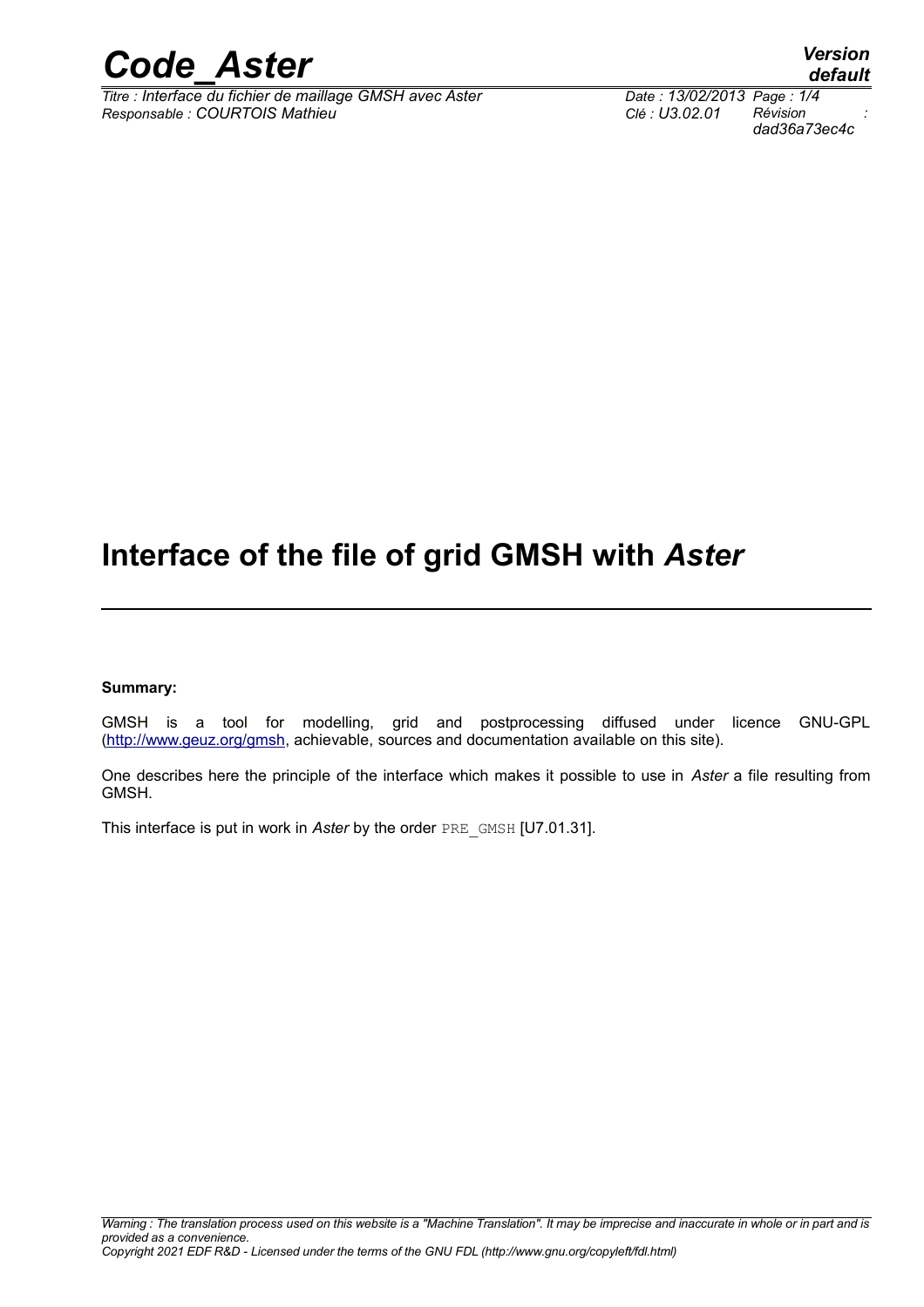# Interface of the file of grid GMSH with *Aster*

**Summary:**

GMSH is a tool for modelling, grid and postprocessing diffused under licence GNU-GPL (http://www.geuz.org/gmsh, achievable, sources and documentation available on this site).

One describes here the principle of the interface which makes it possible to use in *Aster* a file resulting from GMSH.

This interface is put in work in *Aster* by the order `PRE_GMSH` [U7.01.31].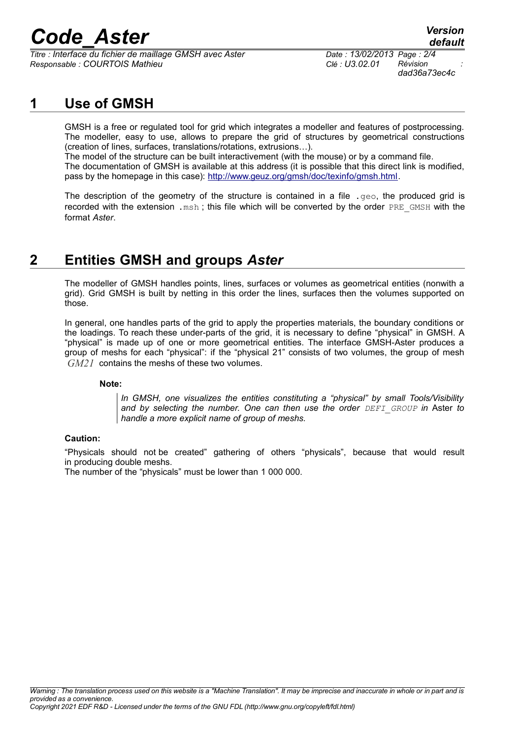# 1 Use of GMSH

GMSH is a free or regulated tool for grid which integrates a modeller and features of postprocessing. The modeller, easy to use, allows to prepare the grid of structures by geometrical constructions (creation of lines, surfaces, translations/rotations, extrusions…).

The model of the structure can be built interactivement (with the mouse) or by a command file.

The documentation of GMSH is available at this address (it is possible that this direct link is modified, pass by the homepage in this case): http://www.geuz.org/gmsh/doc/texinfo/gmsh.html.

The description of the geometry of the structure is contained in a file `.geo`, the produced grid is recorded with the extension `.msh` ; this file which will be converted by the order `PRE_GMSH` with the format *Aster*.

# 2 Entities GMSH and groups *Aster*

The modeller of GMSH handles points, lines, surfaces or volumes as geometrical entities (nonwith a grid). Grid GMSH is built by netting in this order the lines, surfaces then the volumes supported on those.

In general, one handles parts of the grid to apply the properties materials, the boundary conditions or the loadings. To reach these under-parts of the grid, it is necessary to define "physical" in GMSH. A "physical" is made up of one or more geometrical entities. The interface GMSH-Aster produces a group of meshs for each "physical": if the "physical 21" consists of two volumes, the group of mesh $GM21$ contains the meshs of these two volumes.

**Note:**

> *In GMSH, one visualizes the entities constituting a "physical" by small Tools/Visibility and by selecting the number. One can then use the order `DEFI_GROUP` in* Aster *to handle a more explicit name of group of meshs.*

**Caution:**

"Physicals should not be created" gathering of others "physicals", because that would result in producing double meshs.

The number of the "physicals" must be lower than 1 000 000.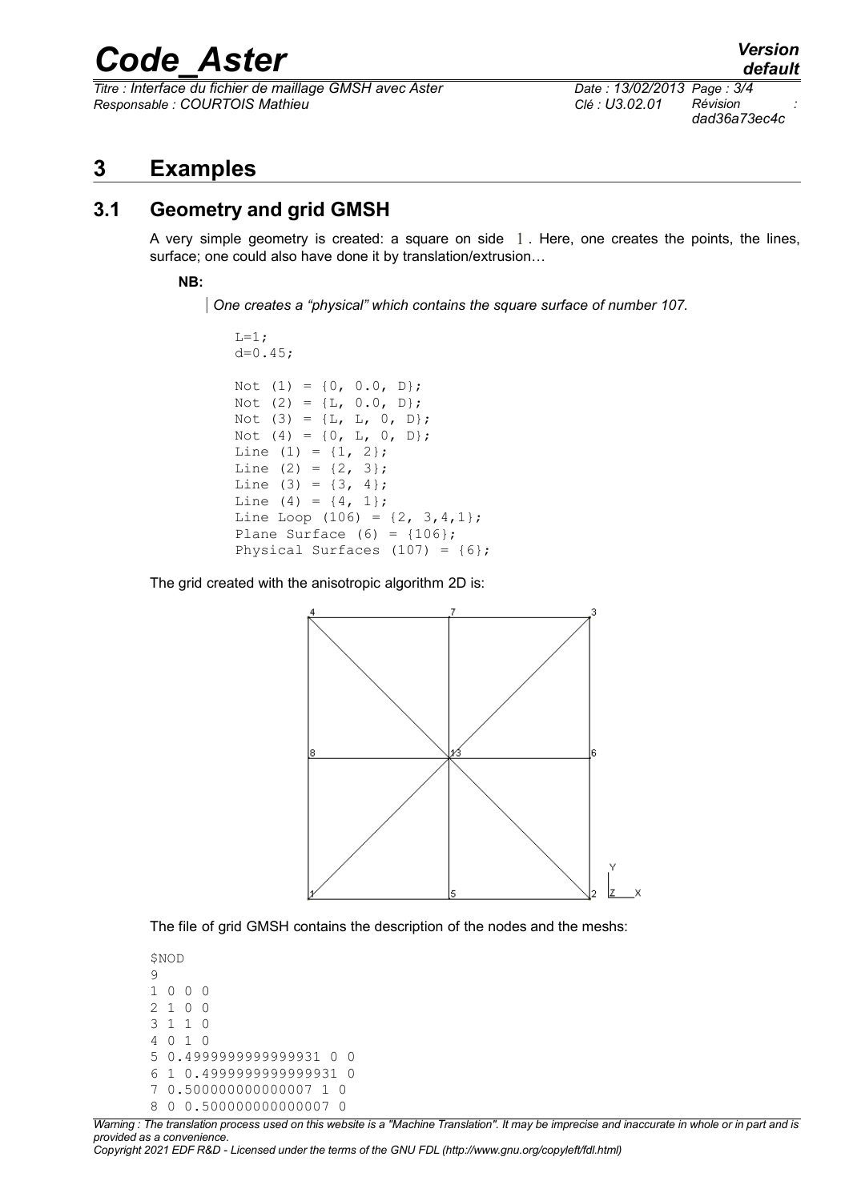# 3 Examples

## 3.1 Geometry and grid GMSH

A very simple geometry is created: a square on side 1. Here, one creates the points, the lines, surface; one could also have done it by translation/extrusion…

**NB:**

> *One creates a "physical" which contains the square surface of number 107.*

```
L=1;
d=0.45;

Not (1) = {0, 0.0, D};
Not (2) = {L, 0.0, D};
Not (3) = {L, L, 0, D};
Not (4) = {0, L, 0, D};
Line (1) = {1, 2};
Line (2) = {2, 3};
Line (3) = {3, 4};
Line (4) = {4, 1};
Line Loop (106) = {2, 3,4,1};
Plane Surface (6) = {106};
Physical Surfaces (107) = {6};
```

The grid created with the anisotropic algorithm 2D is:

The file of grid GMSH contains the description of the nodes and the meshs:

```
$NOD
9
1 0 0 0
2 1 0 0
3 1 1 0
4 0 1 0
5 0.4999999999999931 0 0
6 1 0.4999999999999931 0
7 0.500000000000007 1 0
8 0 0.500000000000007 0
```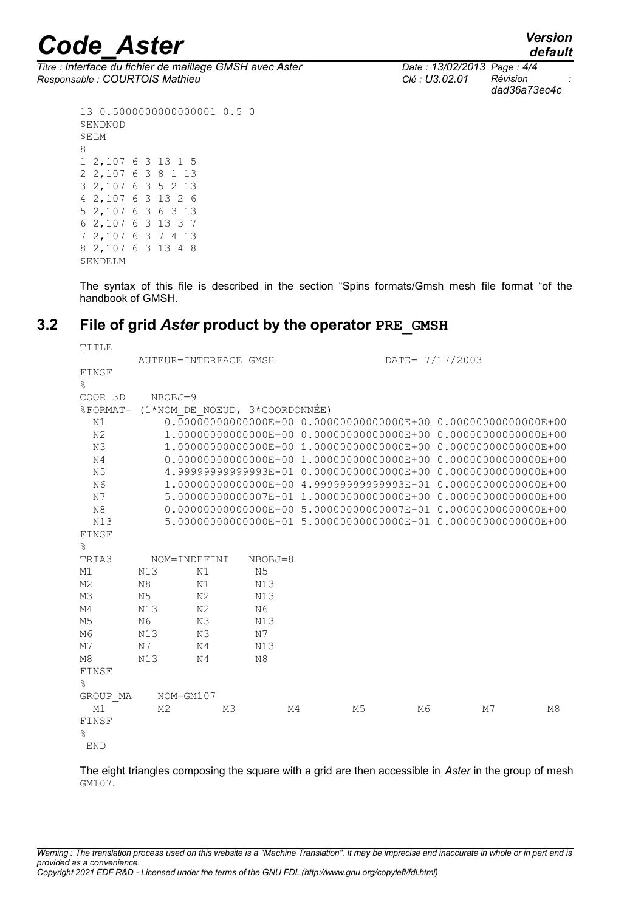```
13 0.5000000000000001 0.5 0
$ENDNOD
$ELM
8
1 2,107 6 3 13 1 5
2 2,107 6 3 8 1 13
3 2,107 6 3 5 2 13
4 2,107 6 3 13 2 6
5 2,107 6 3 6 3 13
6 2,107 6 3 13 3 7
7 2,107 6 3 7 4 13
8 2,107 6 3 13 4 8
$ENDELM
```

The syntax of this file is described in the section "Spins formats/Gmsh mesh file format "of the handbook of GMSH.

## 3.2 File of grid *Aster* product by the operator `PRE_GMSH`

```
TITLE
        AUTEUR=INTERFACE_GMSH                          DATE= 7/17/2003
FINSF
%
COOR_3D    NBOBJ=9
%FORMAT= (1*NOM_DE_NOEUD, 3*COORDONNÉE)
  N1         0.00000000000000E+00 0.00000000000000E+00 0.00000000000000E+00
  N2         1.00000000000000E+00 0.00000000000000E+00 0.00000000000000E+00
  N3         1.00000000000000E+00 1.00000000000000E+00 0.00000000000000E+00
  N4         0.00000000000000E+00 1.00000000000000E+00 0.00000000000000E+00
  N5         4.99999999999993E-01 0.00000000000000E+00 0.00000000000000E+00
  N6         1.00000000000000E+00 4.99999999999993E-01 0.00000000000000E+00
  N7         5.00000000000007E-01 1.00000000000000E+00 0.00000000000000E+00
  N8         0.00000000000000E+00 5.00000000000007E-01 0.00000000000000E+00
  N13        5.00000000000000E-01 5.00000000000000E-01 0.00000000000000E+00
FINSF
%
TRIA3      NOM=INDEFINI    NBOBJ=8
M1       N13      N1       N5
M2       N8       N1       N13
M3       N5       N2       N13
M4       N13      N2       N6
M5       N6       N3       N13
M6       N13      N3       N7
M7       N7       N4       N13
M8       N13      N4       N8
FINSF
%
GROUP_MA    NOM=GM107
  M1       M2        M3        M4        M5        M6        M7        M8
FINSF
%
 END
```

The eight triangles composing the square with a grid are then accessible in *Aster* in the group of mesh GM107.